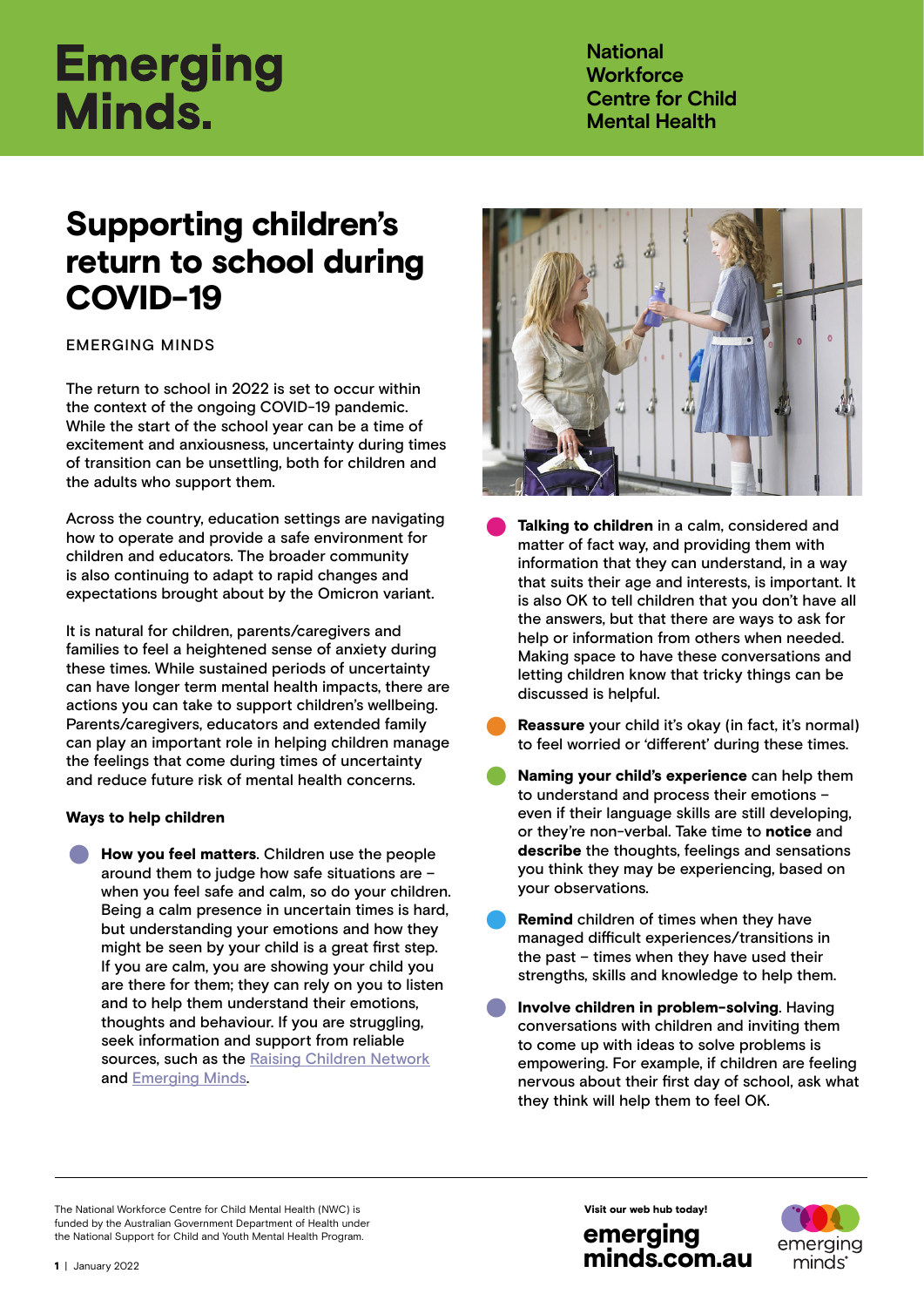# Emerging Minds.

National Workforce Centre for Child Mental Health

# Supporting children's return to school during COVID-19

EMERGING MINDS

The return to school in 2022 is set to occur within the context of the ongoing COVID-19 pandemic. While the start of the school year can be a time of excitement and anxiousness, uncertainty during times of transition can be unsettling, both for children and the adults who support them.

Across the country, education settings are navigating how to operate and provide a safe environment for children and educators. The broader community is also continuing to adapt to rapid changes and expectations brought about by the Omicron variant.

It is natural for children, parents/caregivers and families to feel a heightened sense of anxiety during these times. While sustained periods of uncertainty can have longer term mental health impacts, there are actions you can take to support children's wellbeing. Parents/caregivers, educators and extended family can play an important role in helping children manage the feelings that come during times of uncertainty and reduce future risk of mental health concerns.

### Ways to help children

- **How you feel matters**. Children use the people around them to judge how safe situations are – when you feel safe and calm, so do your children. Being a calm presence in uncertain times is hard, but understanding your emotions and how they might be seen by your child is a great first step. If you are calm, you are showing your child you are there for them; they can rely on you to listen and to help them understand their emotions, thoughts and behaviour. If you are struggling, seek information and support from reliable sources, such as the Raising Children Network and Emerging Minds.
- **Talking to children** in a calm, considered and matter of fact way, and providing them with information that they can understand, in a way that suits their age and interests, is important. It is also OK to tell children that you don't have all the answers, but that there are ways to ask for help or information from others when needed. Making space to have these conversations and letting children know that tricky things can be discussed is helpful.
- **Reassure** your child it's okay (in fact, it's normal) to feel worried or 'different' during these times.
- **Naming your child's experience** can help them to understand and process their emotions – even if their language skills are still developing, or they're non-verbal. Take time to **notice** and **describe** the thoughts, feelings and sensations you think they may be experiencing, based on your observations.
- **Remind** children of times when they have managed difficult experiences/transitions in the past – times when they have used their strengths, skills and knowledge to help them.
- **Involve children in problem-solving**. Having conversations with children and inviting them to come up with ideas to solve problems is empowering. For example, if children are feeling nervous about their first day of school, ask what they think will help them to feel OK.

The National Workforce Centre for Child Mental Health (NWC) is funded by the Australian Government Department of Health under the National Support for Child and Youth Mental Health Program.

January 2022

Visit our web hub today! **emergingminds.com.au**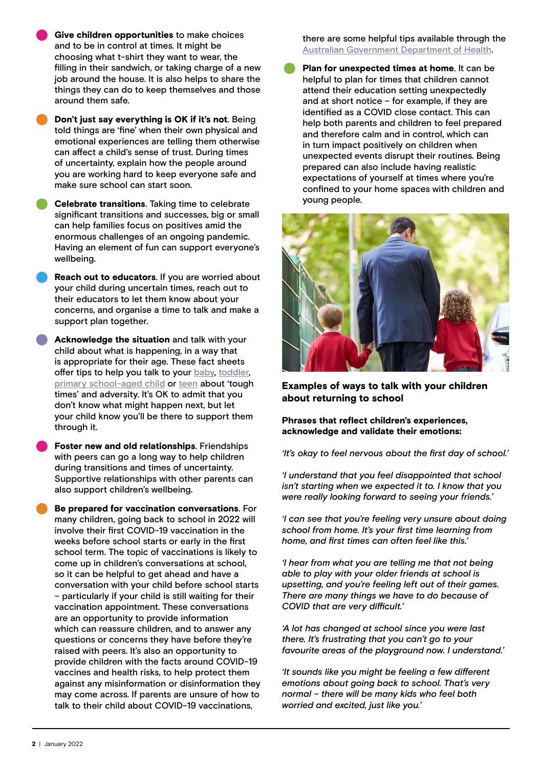- **Give children opportunities** to make choices and to be in control at times. It might be choosing what t-shirt they want to wear, the filling in their sandwich, or taking charge of a new job around the house. It is also helps to share the things they can do to keep themselves and those around them safe.
- **Don't just say everything is OK if it's not**. Being told things are 'fine' when their own physical and emotional experiences are telling them otherwise can affect a child's sense of trust. During times of uncertainty, explain how the people around you are working hard to keep everyone safe and make sure school can start soon.
- **Celebrate transitions**. Taking time to celebrate significant transitions and successes, big or small can help families focus on positives amid the enormous challenges of an ongoing pandemic. Having an element of fun can support everyone's wellbeing.
- **Reach out to educators**. If you are worried about your child during uncertain times, reach out to their educators to let them know about your concerns, and organise a time to talk and make a support plan together.
- **Acknowledge the situation** and talk with your child about what is happening, in a way that is appropriate for their age. These fact sheets offer tips to help you talk to your baby, toddler, primary school-aged child or teen about 'tough times' and adversity. It's OK to admit that you don't know what might happen next, but let your child know you'll be there to support them through it.
- **Foster new and old relationships**. Friendships with peers can go a long way to help children during transitions and times of uncertainty. Supportive relationships with other parents can also support children's wellbeing.
- **Be prepared for vaccination conversations**. For many children, going back to school in 2022 will involve their first COVID-19 vaccination in the weeks before school starts or early in the first school term. The topic of vaccinations is likely to come up in children's conversations at school, so it can be helpful to get ahead and have a conversation with your child before school starts – particularly if your child is still waiting for their vaccination appointment. These conversations are an opportunity to provide information which can reassure children, and to answer any questions or concerns they have before they're raised with peers. It's also an opportunity to provide children with the facts around COVID-19 vaccines and health risks, to help protect them against any misinformation or disinformation they may come across. If parents are unsure of how to talk to their child about COVID-19 vaccinations, there are some helpful tips available through the Australian Government Department of Health.
- **Plan for unexpected times at home**. It can be helpful to plan for times that children cannot attend their education setting unexpectedly and at short notice – for example, if they are identified as a COVID close contact. This can help both parents and children to feel prepared and therefore calm and in control, which can in turn impact positively on children when unexpected events disrupt their routines. Being prepared can also include having realistic expectations of yourself at times where you're confined to your home spaces with children and young people.

### Examples of ways to talk with your children about returning to school

**Phrases that reflect children's experiences, acknowledge and validate their emotions:**

*'It's okay to feel nervous about the first day of school.'*

*'I understand that you feel disappointed that school isn't starting when we expected it to. I know that you were really looking forward to seeing your friends.'*

*'I can see that you're feeling very unsure about doing school from home. It's your first time learning from home, and first times can often feel like this.'*

*'I hear from what you are telling me that not being able to play with your older friends at school is upsetting, and you're feeling left out of their games. There are many things we have to do because of COVID that are very difficult.'*

*'A lot has changed at school since you were last there. It's frustrating that you can't go to your favourite areas of the playground now. I understand.'*

*'It sounds like you might be feeling a few different emotions about going back to school. That's very normal – there will be many kids who feel both worried and excited, just like you.'*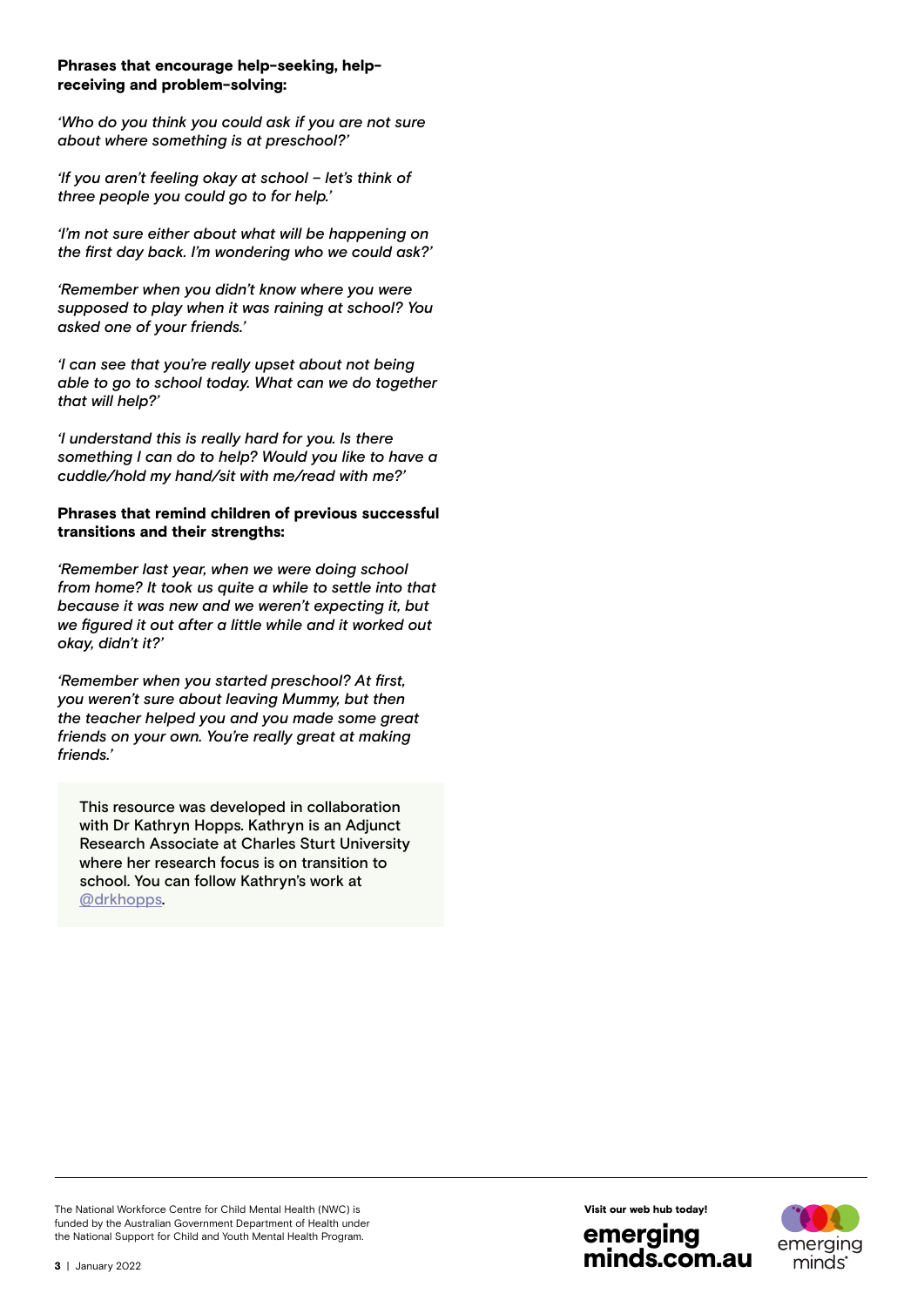**Phrases that encourage help-seeking, help-receiving and problem-solving:**

*'Who do you think you could ask if you are not sure about where something is at preschool?'*

*'If you aren't feeling okay at school – let's think of three people you could go to for help.'*

*'I'm not sure either about what will be happening on the first day back. I'm wondering who we could ask?'*

*'Remember when you didn't know where you were supposed to play when it was raining at school? You asked one of your friends.'*

*'I can see that you're really upset about not being able to go to school today. What can we do together that will help?'*

*'I understand this is really hard for you. Is there something I can do to help? Would you like to have a cuddle/hold my hand/sit with me/read with me?'*

**Phrases that remind children of previous successful transitions and their strengths:**

*'Remember last year, when we were doing school from home? It took us quite a while to settle into that because it was new and we weren't expecting it, but we figured it out after a little while and it worked out okay, didn't it?'*

*'Remember when you started preschool? At first, you weren't sure about leaving Mummy, but then the teacher helped you and you made some great friends on your own. You're really great at making friends.'*

This resource was developed in collaboration with Dr Kathryn Hopps. Kathryn is an Adjunct Research Associate at Charles Sturt University where her research focus is on transition to school. You can follow Kathryn's work at @drkhopps.

The National Workforce Centre for Child Mental Health (NWC) is funded by the Australian Government Department of Health under the National Support for Child and Youth Mental Health Program.

January 2022

Visit our web hub today!

**emerging minds.com.au**